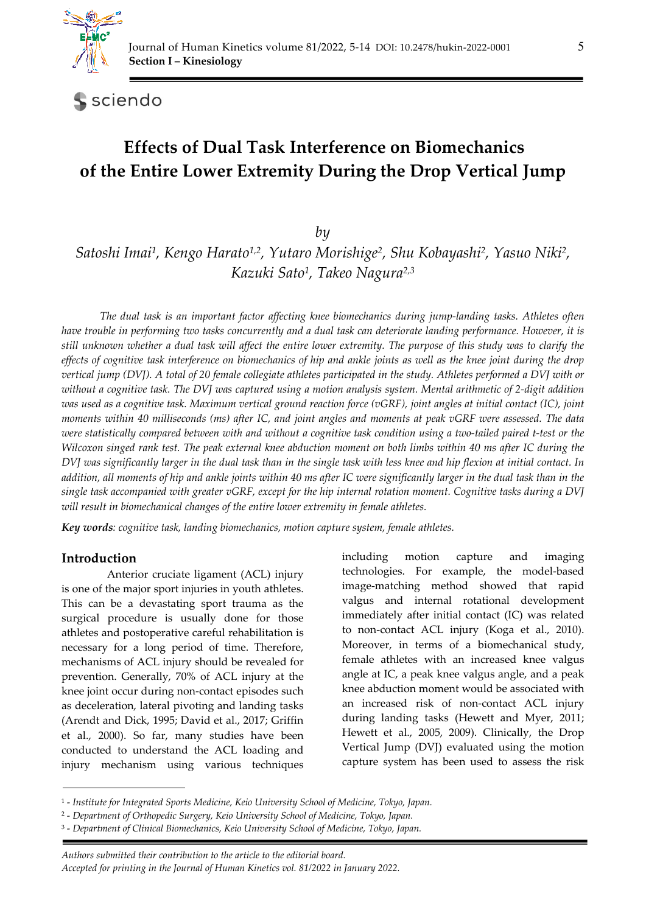# Effects of Dual Task Interference on Biomechanics of the Entire Lower Extremity During the Drop Vertical Jump

*by*

*Satoshi Imai[1], Kengo Harato[1,2], Yutaro Morishige[2], Shu Kobayashi[2], Yasuo Niki[2], Kazuki Sato[1], Takeo Nagura[2,3]*

*The dual task is an important factor affecting knee biomechanics during jump-landing tasks. Athletes often have trouble in performing two tasks concurrently and a dual task can deteriorate landing performance. However, it is still unknown whether a dual task will affect the entire lower extremity. The purpose of this study was to clarify the effects of cognitive task interference on biomechanics of hip and ankle joints as well as the knee joint during the drop vertical jump (DVJ). A total of 20 female collegiate athletes participated in the study. Athletes performed a DVJ with or without a cognitive task. The DVJ was captured using a motion analysis system. Mental arithmetic of 2-digit addition was used as a cognitive task. Maximum vertical ground reaction force (vGRF), joint angles at initial contact (IC), joint moments within 40 milliseconds (ms) after IC, and joint angles and moments at peak vGRF were assessed. The data were statistically compared between with and without a cognitive task condition using a two-tailed paired t-test or the Wilcoxon singed rank test. The peak external knee abduction moment on both limbs within 40 ms after IC during the DVJ was significantly larger in the dual task than in the single task with less knee and hip flexion at initial contact. In addition, all moments of hip and ankle joints within 40 ms after IC were significantly larger in the dual task than in the single task accompanied with greater vGRF, except for the hip internal rotation moment. Cognitive tasks during a DVJ will result in biomechanical changes of the entire lower extremity in female athletes.*

***Key words**: cognitive task, landing biomechanics, motion capture system, female athletes.*

## Introduction

Anterior cruciate ligament (ACL) injury is one of the major sport injuries in youth athletes. This can be a devastating sport trauma as the surgical procedure is usually done for those athletes and postoperative careful rehabilitation is necessary for a long period of time. Therefore, mechanisms of ACL injury should be revealed for prevention. Generally, 70% of ACL injury at the knee joint occur during non-contact episodes such as deceleration, lateral pivoting and landing tasks (Arendt and Dick, 1995; David et al., 2017; Griffin et al., 2000). So far, many studies have been conducted to understand the ACL loading and injury mechanism using various techniques including motion capture and imaging technologies. For example, the model-based image-matching method showed that rapid valgus and internal rotational development immediately after initial contact (IC) was related to non-contact ACL injury (Koga et al., 2010). Moreover, in terms of a biomechanical study, female athletes with an increased knee valgus angle at IC, a peak knee valgus angle, and a peak knee abduction moment would be associated with an increased risk of non-contact ACL injury during landing tasks (Hewett and Myer, 2011; Hewett et al., 2005, 2009). Clinically, the Drop Vertical Jump (DVJ) evaluated using the motion capture system has been used to assess the risk

[1] - *Institute for Integrated Sports Medicine, Keio University School of Medicine, Tokyo, Japan.*
[2] - *Department of Orthopedic Surgery, Keio University School of Medicine, Tokyo, Japan.*
[3] - *Department of Clinical Biomechanics, Keio University School of Medicine, Tokyo, Japan.*

*Authors submitted their contribution to the article to the editorial board.*
*Accepted for printing in the Journal of Human Kinetics vol. 81/2022 in January 2022.*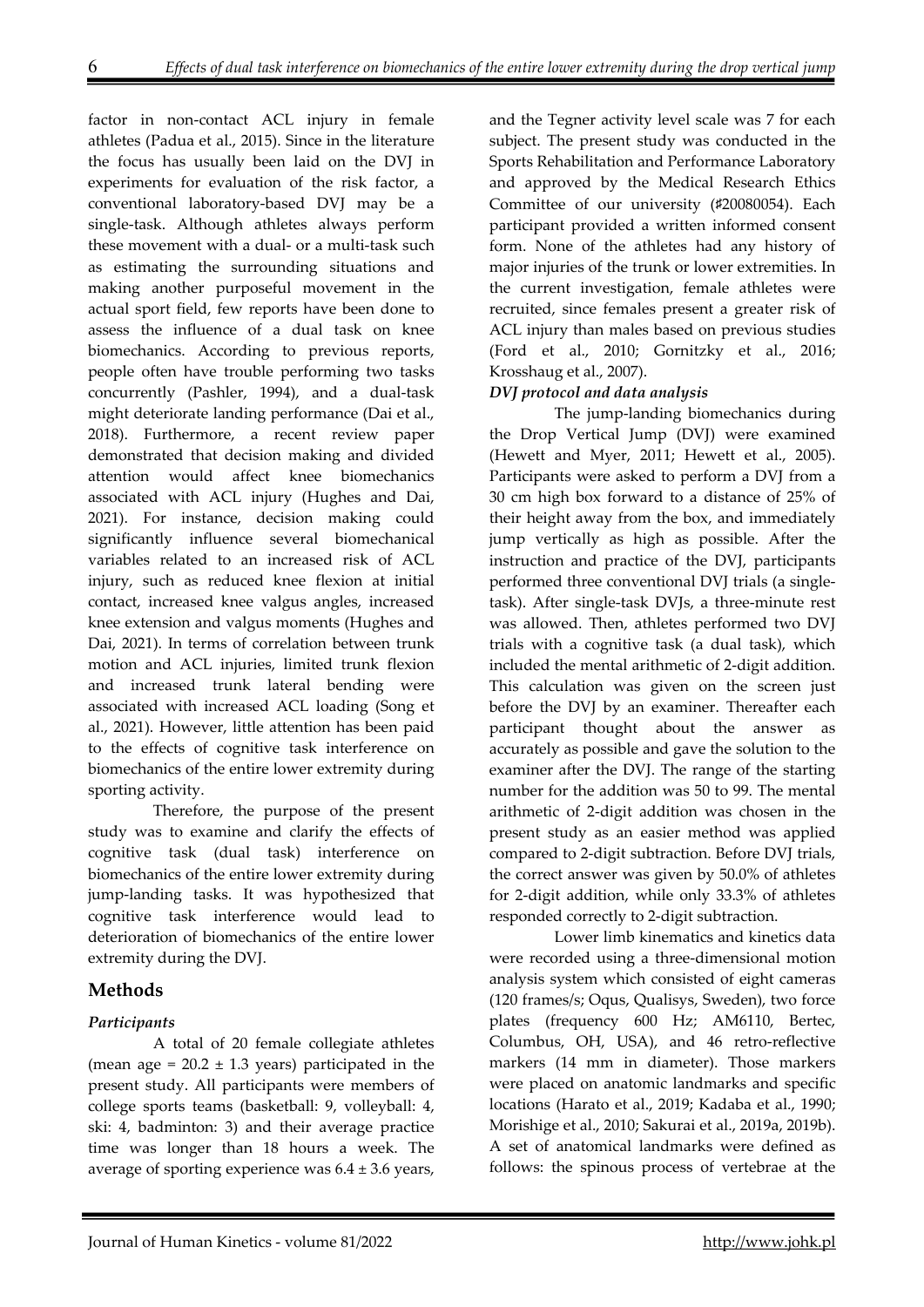factor in non-contact ACL injury in female athletes (Padua et al., 2015). Since in the literature the focus has usually been laid on the DVJ in experiments for evaluation of the risk factor, a conventional laboratory-based DVJ may be a single-task. Although athletes always perform these movement with a dual- or a multi-task such as estimating the surrounding situations and making another purposeful movement in the actual sport field, few reports have been done to assess the influence of a dual task on knee biomechanics. According to previous reports, people often have trouble performing two tasks concurrently (Pashler, 1994), and a dual-task might deteriorate landing performance (Dai et al., 2018). Furthermore, a recent review paper demonstrated that decision making and divided attention would affect knee biomechanics associated with ACL injury (Hughes and Dai, 2021). For instance, decision making could significantly influence several biomechanical variables related to an increased risk of ACL injury, such as reduced knee flexion at initial contact, increased knee valgus angles, increased knee extension and valgus moments (Hughes and Dai, 2021). In terms of correlation between trunk motion and ACL injuries, limited trunk flexion and increased trunk lateral bending were associated with increased ACL loading (Song et al., 2021). However, little attention has been paid to the effects of cognitive task interference on biomechanics of the entire lower extremity during sporting activity.

Therefore, the purpose of the present study was to examine and clarify the effects of cognitive task (dual task) interference on biomechanics of the entire lower extremity during jump-landing tasks. It was hypothesized that cognitive task interference would lead to deterioration of biomechanics of the entire lower extremity during the DVJ.

## Methods

### *Participants*

A total of 20 female collegiate athletes (mean age = 20.2 ± 1.3 years) participated in the present study. All participants were members of college sports teams (basketball: 9, volleyball: 4, ski: 4, badminton: 3) and their average practice time was longer than 18 hours a week. The average of sporting experience was 6.4 ± 3.6 years, and the Tegner activity level scale was 7 for each subject. The present study was conducted in the Sports Rehabilitation and Performance Laboratory and approved by the Medical Research Ethics Committee of our university (#20080054). Each participant provided a written informed consent form. None of the athletes had any history of major injuries of the trunk or lower extremities. In the current investigation, female athletes were recruited, since females present a greater risk of ACL injury than males based on previous studies (Ford et al., 2010; Gornitzky et al., 2016; Krosshaug et al., 2007).

### *DVJ protocol and data analysis*

The jump-landing biomechanics during the Drop Vertical Jump (DVJ) were examined (Hewett and Myer, 2011; Hewett et al., 2005). Participants were asked to perform a DVJ from a 30 cm high box forward to a distance of 25% of their height away from the box, and immediately jump vertically as high as possible. After the instruction and practice of the DVJ, participants performed three conventional DVJ trials (a single-task). After single-task DVJs, a three-minute rest was allowed. Then, athletes performed two DVJ trials with a cognitive task (a dual task), which included the mental arithmetic of 2-digit addition. This calculation was given on the screen just before the DVJ by an examiner. Thereafter each participant thought about the answer as accurately as possible and gave the solution to the examiner after the DVJ. The range of the starting number for the addition was 50 to 99. The mental arithmetic of 2-digit addition was chosen in the present study as an easier method was applied compared to 2-digit subtraction. Before DVJ trials, the correct answer was given by 50.0% of athletes for 2-digit addition, while only 33.3% of athletes responded correctly to 2-digit subtraction.

Lower limb kinematics and kinetics data were recorded using a three-dimensional motion analysis system which consisted of eight cameras (120 frames/s; Oqus, Qualisys, Sweden), two force plates (frequency 600 Hz; AM6110, Bertec, Columbus, OH, USA), and 46 retro-reflective markers (14 mm in diameter). Those markers were placed on anatomic landmarks and specific locations (Harato et al., 2019; Kadaba et al., 1990; Morishige et al., 2010; Sakurai et al., 2019a, 2019b). A set of anatomical landmarks were defined as follows: the spinous process of vertebrae at the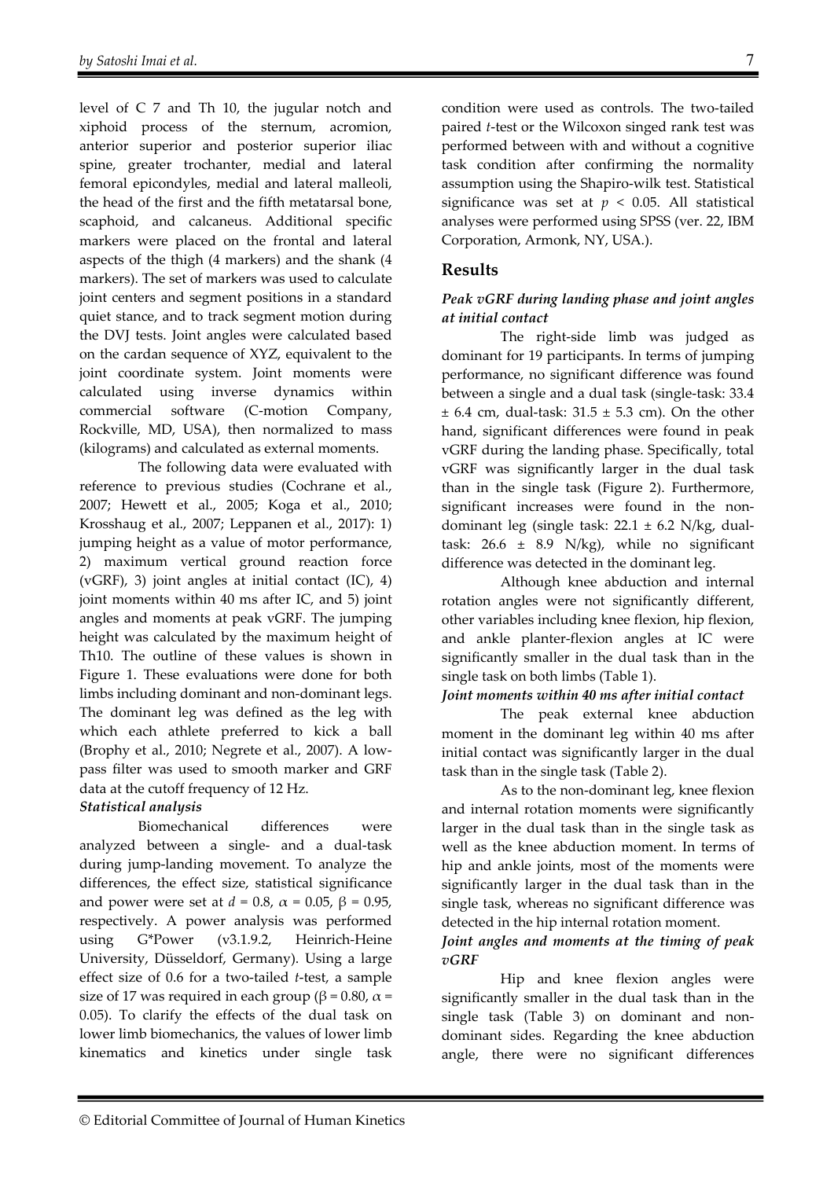level of C 7 and Th 10, the jugular notch and xiphoid process of the sternum, acromion, anterior superior and posterior superior iliac spine, greater trochanter, medial and lateral femoral epicondyles, medial and lateral malleoli, the head of the first and the fifth metatarsal bone, scaphoid, and calcaneus. Additional specific markers were placed on the frontal and lateral aspects of the thigh (4 markers) and the shank (4 markers). The set of markers was used to calculate joint centers and segment positions in a standard quiet stance, and to track segment motion during the DVJ tests. Joint angles were calculated based on the cardan sequence of XYZ, equivalent to the joint coordinate system. Joint moments were calculated using inverse dynamics within commercial software (C-motion Company, Rockville, MD, USA), then normalized to mass (kilograms) and calculated as external moments.

The following data were evaluated with reference to previous studies (Cochrane et al., 2007; Hewett et al., 2005; Koga et al., 2010; Krosshaug et al., 2007; Leppanen et al., 2017): 1) jumping height as a value of motor performance, 2) maximum vertical ground reaction force (vGRF), 3) joint angles at initial contact (IC), 4) joint moments within 40 ms after IC, and 5) joint angles and moments at peak vGRF. The jumping height was calculated by the maximum height of Th10. The outline of these values is shown in Figure 1. These evaluations were done for both limbs including dominant and non-dominant legs. The dominant leg was defined as the leg with which each athlete preferred to kick a ball (Brophy et al., 2010; Negrete et al., 2007). A low-pass filter was used to smooth marker and GRF data at the cutoff frequency of 12 Hz.

#### *Statistical analysis*

Biomechanical differences were analyzed between a single- and a dual-task during jump-landing movement. To analyze the differences, the effect size, statistical significance and power were set at $d = 0.8$, $\alpha = 0.05$, $\beta = 0.95$, respectively. A power analysis was performed using G*Power (v3.1.9.2, Heinrich-Heine University, Düsseldorf, Germany). Using a large effect size of 0.6 for a two-tailed *t*-test, a sample size of 17 was required in each group ($\beta = 0.80$, $\alpha = 0.05$). To clarify the effects of the dual task on lower limb biomechanics, the values of lower limb kinematics and kinetics under single task condition were used as controls. The two-tailed paired *t*-test or the Wilcoxon singed rank test was performed between with and without a cognitive task condition after confirming the normality assumption using the Shapiro-wilk test. Statistical significance was set at $p < 0.05$. All statistical analyses were performed using SPSS (ver. 22, IBM Corporation, Armonk, NY, USA.).

## Results

#### *Peak vGRF during landing phase and joint angles at initial contact*

The right-side limb was judged as dominant for 19 participants. In terms of jumping performance, no significant difference was found between a single and a dual task (single-task: 33.4 ± 6.4 cm, dual-task: 31.5 ± 5.3 cm). On the other hand, significant differences were found in peak vGRF during the landing phase. Specifically, total vGRF was significantly larger in the dual task than in the single task (Figure 2). Furthermore, significant increases were found in the non-dominant leg (single task: 22.1 ± 6.2 N/kg, dual-task: 26.6 ± 8.9 N/kg), while no significant difference was detected in the dominant leg.

Although knee abduction and internal rotation angles were not significantly different, other variables including knee flexion, hip flexion, and ankle planter-flexion angles at IC were significantly smaller in the dual task than in the single task on both limbs (Table 1).

#### *Joint moments within 40 ms after initial contact*

The peak external knee abduction moment in the dominant leg within 40 ms after initial contact was significantly larger in the dual task than in the single task (Table 2).

As to the non-dominant leg, knee flexion and internal rotation moments were significantly larger in the dual task than in the single task as well as the knee abduction moment. In terms of hip and ankle joints, most of the moments were significantly larger in the dual task than in the single task, whereas no significant difference was detected in the hip internal rotation moment.

#### *Joint angles and moments at the timing of peak vGRF*

Hip and knee flexion angles were significantly smaller in the dual task than in the single task (Table 3) on dominant and non-dominant sides. Regarding the knee abduction angle, there were no significant differences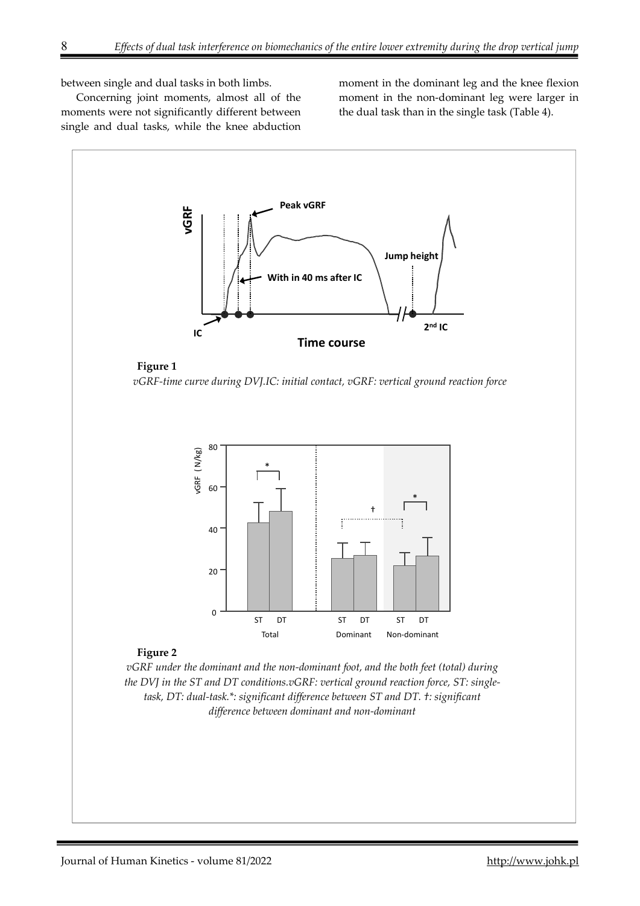between single and dual tasks in both limbs.

Concerning joint moments, almost all of the moments were not significantly different between single and dual tasks, while the knee abduction moment in the dominant leg and the knee flexion moment in the non-dominant leg were larger in the dual task than in the single task (Table 4).

**Figure 1**

*vGRF-time curve during DVJ.IC: initial contact, vGRF: vertical ground reaction force*

**Figure 2**

*vGRF under the dominant and the non-dominant foot, and the both feet (total) during the DVJ in the ST and DT conditions.vGRF: vertical ground reaction force, ST: single-task, DT: dual-task.*: significant difference between ST and DT. †: significant difference between dominant and non-dominant*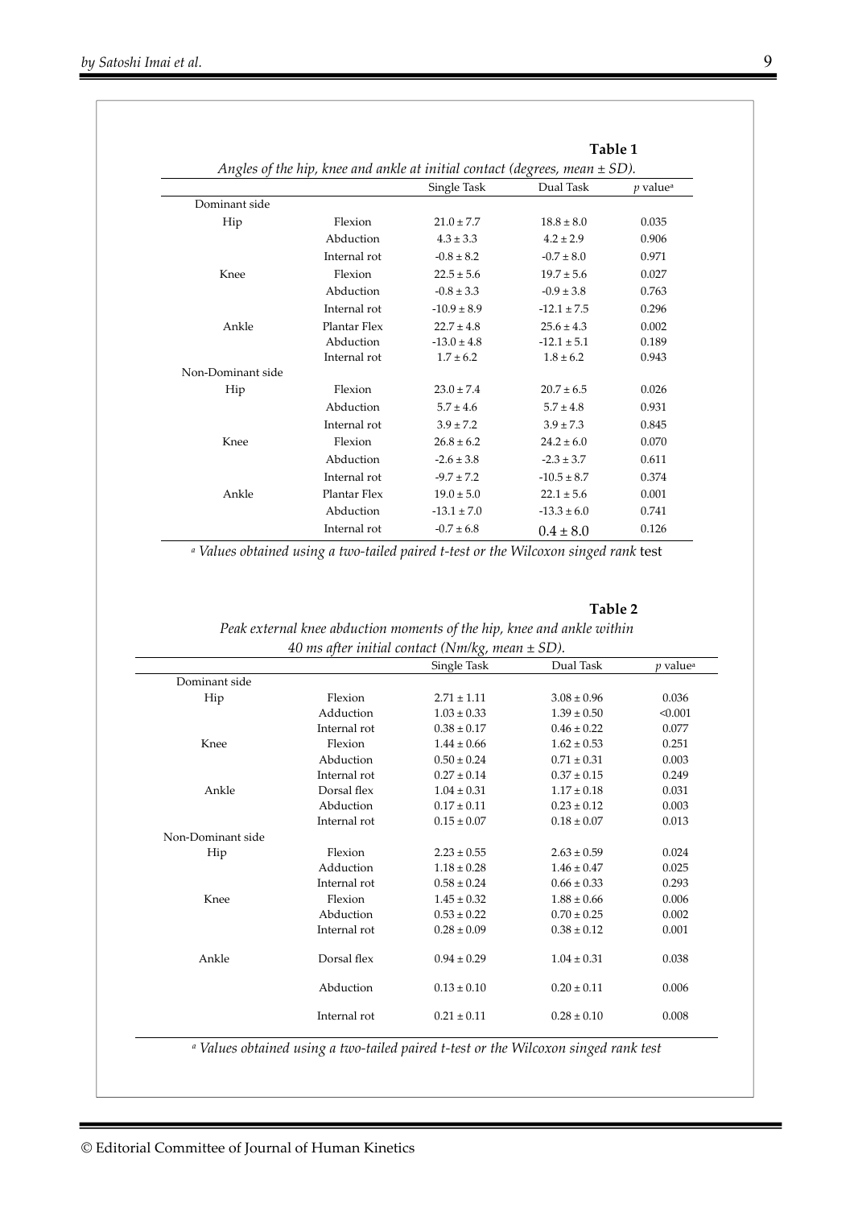**Table 1**

*Angles of the hip, knee and ankle at initial contact (degrees, mean ± SD).*

| | | Single Task | Dual Task | *p* value[a] |
|---|---|---|---|---|
| Dominant side | | | | |
| Hip | Flexion | 21.0 ± 7.7 | 18.8 ± 8.0 | 0.035 |
| | Abduction | 4.3 ± 3.3 | 4.2 ± 2.9 | 0.906 |
| | Internal rot | -0.8 ± 8.2 | -0.7 ± 8.0 | 0.971 |
| Knee | Flexion | 22.5 ± 5.6 | 19.7 ± 5.6 | 0.027 |
| | Abduction | -0.8 ± 3.3 | -0.9 ± 3.8 | 0.763 |
| | Internal rot | -10.9 ± 8.9 | -12.1 ± 7.5 | 0.296 |
| Ankle | Plantar Flex | 22.7 ± 4.8 | 25.6 ± 4.3 | 0.002 |
| | Abduction | -13.0 ± 4.8 | -12.1 ± 5.1 | 0.189 |
| | Internal rot | 1.7 ± 6.2 | 1.8 ± 6.2 | 0.943 |
| Non-Dominant side | | | | |
| Hip | Flexion | 23.0 ± 7.4 | 20.7 ± 6.5 | 0.026 |
| | Abduction | 5.7 ± 4.6 | 5.7 ± 4.8 | 0.931 |
| | Internal rot | 3.9 ± 7.2 | 3.9 ± 7.3 | 0.845 |
| Knee | Flexion | 26.8 ± 6.2 | 24.2 ± 6.0 | 0.070 |
| | Abduction | -2.6 ± 3.8 | -2.3 ± 3.7 | 0.611 |
| | Internal rot | -9.7 ± 7.2 | -10.5 ± 8.7 | 0.374 |
| Ankle | Plantar Flex | 19.0 ± 5.0 | 22.1 ± 5.6 | 0.001 |
| | Abduction | -13.1 ± 7.0 | -13.3 ± 6.0 | 0.741 |
| | Internal rot | -0.7 ± 6.8 | 0.4 ± 8.0 | 0.126 |

[a] *Values obtained using a two-tailed paired t-test or the Wilcoxon singed rank* test

**Table 2**

*Peak external knee abduction moments of the hip, knee and ankle within 40 ms after initial contact (Nm/kg, mean ± SD).*

| | | Single Task | Dual Task | *p* value[a] |
|---|---|---|---|---|
| Dominant side | | | | |
| Hip | Flexion | 2.71 ± 1.11 | 3.08 ± 0.96 | 0.036 |
| | Adduction | 1.03 ± 0.33 | 1.39 ± 0.50 | <0.001 |
| | Internal rot | 0.38 ± 0.17 | 0.46 ± 0.22 | 0.077 |
| Knee | Flexion | 1.44 ± 0.66 | 1.62 ± 0.53 | 0.251 |
| | Abduction | 0.50 ± 0.24 | 0.71 ± 0.31 | 0.003 |
| | Internal rot | 0.27 ± 0.14 | 0.37 ± 0.15 | 0.249 |
| Ankle | Dorsal flex | 1.04 ± 0.31 | 1.17 ± 0.18 | 0.031 |
| | Abduction | 0.17 ± 0.11 | 0.23 ± 0.12 | 0.003 |
| | Internal rot | 0.15 ± 0.07 | 0.18 ± 0.07 | 0.013 |
| Non-Dominant side | | | | |
| Hip | Flexion | 2.23 ± 0.55 | 2.63 ± 0.59 | 0.024 |
| | Adduction | 1.18 ± 0.28 | 1.46 ± 0.47 | 0.025 |
| | Internal rot | 0.58 ± 0.24 | 0.66 ± 0.33 | 0.293 |
| Knee | Flexion | 1.45 ± 0.32 | 1.88 ± 0.66 | 0.006 |
| | Abduction | 0.53 ± 0.22 | 0.70 ± 0.25 | 0.002 |
| | Internal rot | 0.28 ± 0.09 | 0.38 ± 0.12 | 0.001 |
| Ankle | Dorsal flex | 0.94 ± 0.29 | 1.04 ± 0.31 | 0.038 |
| | Abduction | 0.13 ± 0.10 | 0.20 ± 0.11 | 0.006 |
| | Internal rot | 0.21 ± 0.11 | 0.28 ± 0.10 | 0.008 |

[a] *Values obtained using a two-tailed paired t-test or the Wilcoxon singed rank test*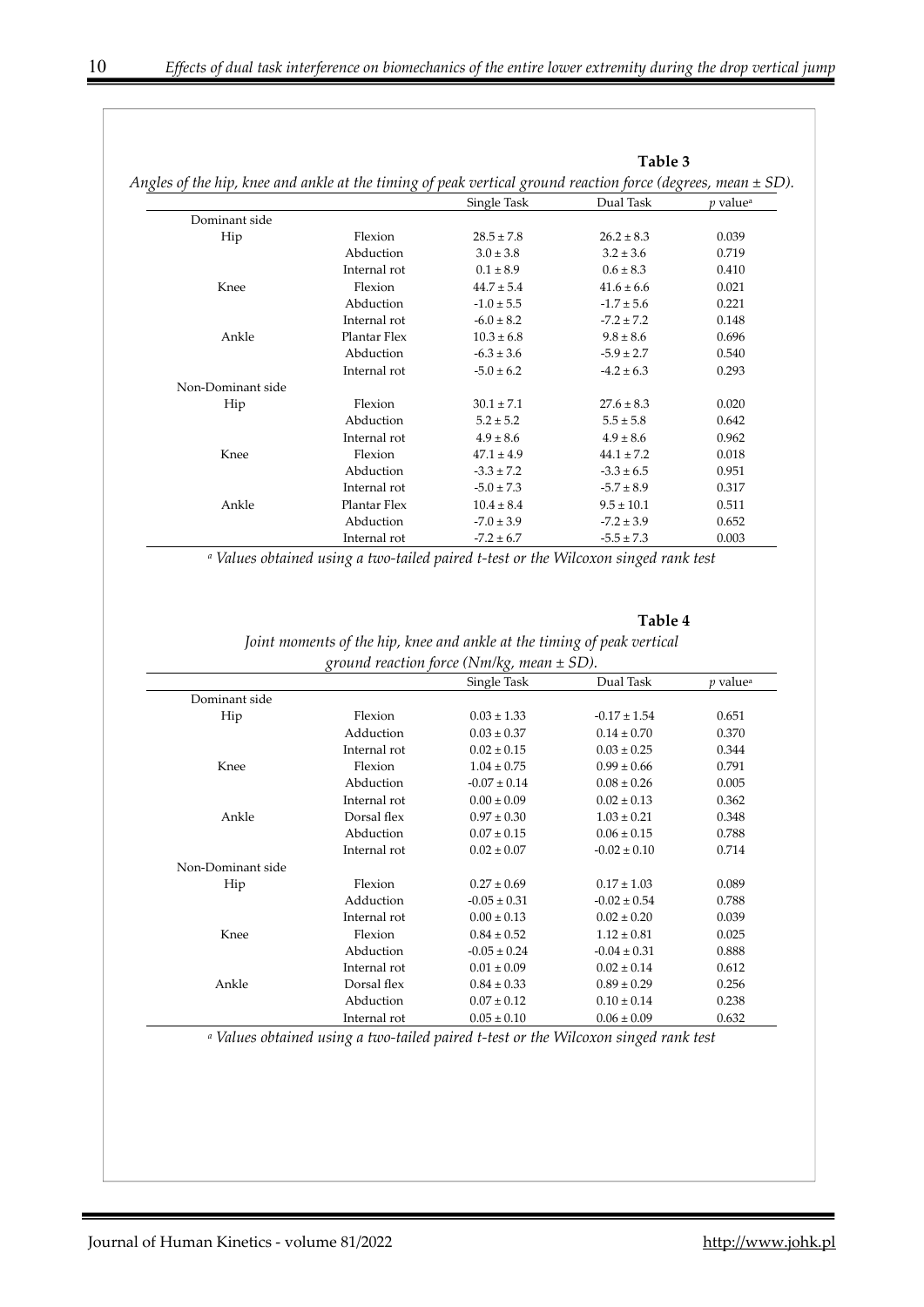**Table 3**

*Angles of the hip, knee and ankle at the timing of peak vertical ground reaction force (degrees, mean ± SD).*

| | | Single Task | Dual Task | *p* value[a] |
|---|---|---|---|---|
| Dominant side | | | | |
| Hip | Flexion | 28.5 ± 7.8 | 26.2 ± 8.3 | 0.039 |
| | Abduction | 3.0 ± 3.8 | 3.2 ± 3.6 | 0.719 |
| | Internal rot | 0.1 ± 8.9 | 0.6 ± 8.3 | 0.410 |
| Knee | Flexion | 44.7 ± 5.4 | 41.6 ± 6.6 | 0.021 |
| | Abduction | -1.0 ± 5.5 | -1.7 ± 5.6 | 0.221 |
| | Internal rot | -6.0 ± 8.2 | -7.2 ± 7.2 | 0.148 |
| Ankle | Plantar Flex | 10.3 ± 6.8 | 9.8 ± 8.6 | 0.696 |
| | Abduction | -6.3 ± 3.6 | -5.9 ± 2.7 | 0.540 |
| | Internal rot | -5.0 ± 6.2 | -4.2 ± 6.3 | 0.293 |
| Non-Dominant side | | | | |
| Hip | Flexion | 30.1 ± 7.1 | 27.6 ± 8.3 | 0.020 |
| | Abduction | 5.2 ± 5.2 | 5.5 ± 5.8 | 0.642 |
| | Internal rot | 4.9 ± 8.6 | 4.9 ± 8.6 | 0.962 |
| Knee | Flexion | 47.1 ± 4.9 | 44.1 ± 7.2 | 0.018 |
| | Abduction | -3.3 ± 7.2 | -3.3 ± 6.5 | 0.951 |
| | Internal rot | -5.0 ± 7.3 | -5.7 ± 8.9 | 0.317 |
| Ankle | Plantar Flex | 10.4 ± 8.4 | 9.5 ± 10.1 | 0.511 |
| | Abduction | -7.0 ± 3.9 | -7.2 ± 3.9 | 0.652 |
| | Internal rot | -7.2 ± 6.7 | -5.5 ± 7.3 | 0.003 |

[a] *Values obtained using a two-tailed paired t-test or the Wilcoxon singed rank test*

**Table 4**

*Joint moments of the hip, knee and ankle at the timing of peak vertical ground reaction force (Nm/kg, mean ± SD).*

| | | Single Task | Dual Task | *p* value[a] |
|---|---|---|---|---|
| Dominant side | | | | |
| Hip | Flexion | 0.03 ± 1.33 | -0.17 ± 1.54 | 0.651 |
| | Adduction | 0.03 ± 0.37 | 0.14 ± 0.70 | 0.370 |
| | Internal rot | 0.02 ± 0.15 | 0.03 ± 0.25 | 0.344 |
| Knee | Flexion | 1.04 ± 0.75 | 0.99 ± 0.66 | 0.791 |
| | Abduction | -0.07 ± 0.14 | 0.08 ± 0.26 | 0.005 |
| | Internal rot | 0.00 ± 0.09 | 0.02 ± 0.13 | 0.362 |
| Ankle | Dorsal flex | 0.97 ± 0.30 | 1.03 ± 0.21 | 0.348 |
| | Abduction | 0.07 ± 0.15 | 0.06 ± 0.15 | 0.788 |
| | Internal rot | 0.02 ± 0.07 | -0.02 ± 0.10 | 0.714 |
| Non-Dominant side | | | | |
| Hip | Flexion | 0.27 ± 0.69 | 0.17 ± 1.03 | 0.089 |
| | Adduction | -0.05 ± 0.31 | -0.02 ± 0.54 | 0.788 |
| | Internal rot | 0.00 ± 0.13 | 0.02 ± 0.20 | 0.039 |
| Knee | Flexion | 0.84 ± 0.52 | 1.12 ± 0.81 | 0.025 |
| | Abduction | -0.05 ± 0.24 | -0.04 ± 0.31 | 0.888 |
| | Internal rot | 0.01 ± 0.09 | 0.02 ± 0.14 | 0.612 |
| Ankle | Dorsal flex | 0.84 ± 0.33 | 0.89 ± 0.29 | 0.256 |
| | Abduction | 0.07 ± 0.12 | 0.10 ± 0.14 | 0.238 |
| | Internal rot | 0.05 ± 0.10 | 0.06 ± 0.09 | 0.632 |

[a] *Values obtained using a two-tailed paired t-test or the Wilcoxon singed rank test*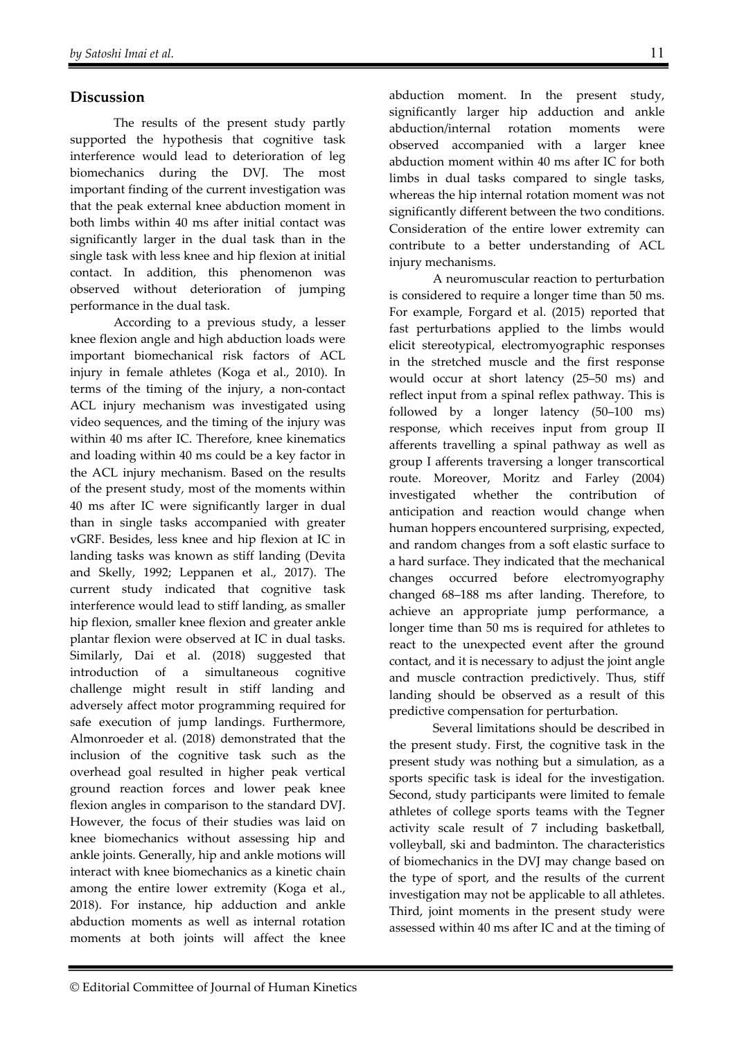## Discussion

The results of the present study partly supported the hypothesis that cognitive task interference would lead to deterioration of leg biomechanics during the DVJ. The most important finding of the current investigation was that the peak external knee abduction moment in both limbs within 40 ms after initial contact was significantly larger in the dual task than in the single task with less knee and hip flexion at initial contact. In addition, this phenomenon was observed without deterioration of jumping performance in the dual task.

According to a previous study, a lesser knee flexion angle and high abduction loads were important biomechanical risk factors of ACL injury in female athletes (Koga et al., 2010). In terms of the timing of the injury, a non-contact ACL injury mechanism was investigated using video sequences, and the timing of the injury was within 40 ms after IC. Therefore, knee kinematics and loading within 40 ms could be a key factor in the ACL injury mechanism. Based on the results of the present study, most of the moments within 40 ms after IC were significantly larger in dual than in single tasks accompanied with greater vGRF. Besides, less knee and hip flexion at IC in landing tasks was known as stiff landing (Devita and Skelly, 1992; Leppanen et al., 2017). The current study indicated that cognitive task interference would lead to stiff landing, as smaller hip flexion, smaller knee flexion and greater ankle plantar flexion were observed at IC in dual tasks. Similarly, Dai et al. (2018) suggested that introduction of a simultaneous cognitive challenge might result in stiff landing and adversely affect motor programming required for safe execution of jump landings. Furthermore, Almonroeder et al. (2018) demonstrated that the inclusion of the cognitive task such as the overhead goal resulted in higher peak vertical ground reaction forces and lower peak knee flexion angles in comparison to the standard DVJ. However, the focus of their studies was laid on knee biomechanics without assessing hip and ankle joints. Generally, hip and ankle motions will interact with knee biomechanics as a kinetic chain among the entire lower extremity (Koga et al., 2018). For instance, hip adduction and ankle abduction moments as well as internal rotation moments at both joints will affect the knee abduction moment. In the present study, significantly larger hip adduction and ankle abduction/internal rotation moments were observed accompanied with a larger knee abduction moment within 40 ms after IC for both limbs in dual tasks compared to single tasks, whereas the hip internal rotation moment was not significantly different between the two conditions. Consideration of the entire lower extremity can contribute to a better understanding of ACL injury mechanisms.

A neuromuscular reaction to perturbation is considered to require a longer time than 50 ms. For example, Forgard et al. (2015) reported that fast perturbations applied to the limbs would elicit stereotypical, electromyographic responses in the stretched muscle and the first response would occur at short latency (25–50 ms) and reflect input from a spinal reflex pathway. This is followed by a longer latency (50–100 ms) response, which receives input from group II afferents travelling a spinal pathway as well as group I afferents traversing a longer transcortical route. Moreover, Moritz and Farley (2004) investigated whether the contribution of anticipation and reaction would change when human hoppers encountered surprising, expected, and random changes from a soft elastic surface to a hard surface. They indicated that the mechanical changes occurred before electromyography changed 68–188 ms after landing. Therefore, to achieve an appropriate jump performance, a longer time than 50 ms is required for athletes to react to the unexpected event after the ground contact, and it is necessary to adjust the joint angle and muscle contraction predictively. Thus, stiff landing should be observed as a result of this predictive compensation for perturbation.

Several limitations should be described in the present study. First, the cognitive task in the present study was nothing but a simulation, as a sports specific task is ideal for the investigation. Second, study participants were limited to female athletes of college sports teams with the Tegner activity scale result of 7 including basketball, volleyball, ski and badminton. The characteristics of biomechanics in the DVJ may change based on the type of sport, and the results of the current investigation may not be applicable to all athletes. Third, joint moments in the present study were assessed within 40 ms after IC and at the timing of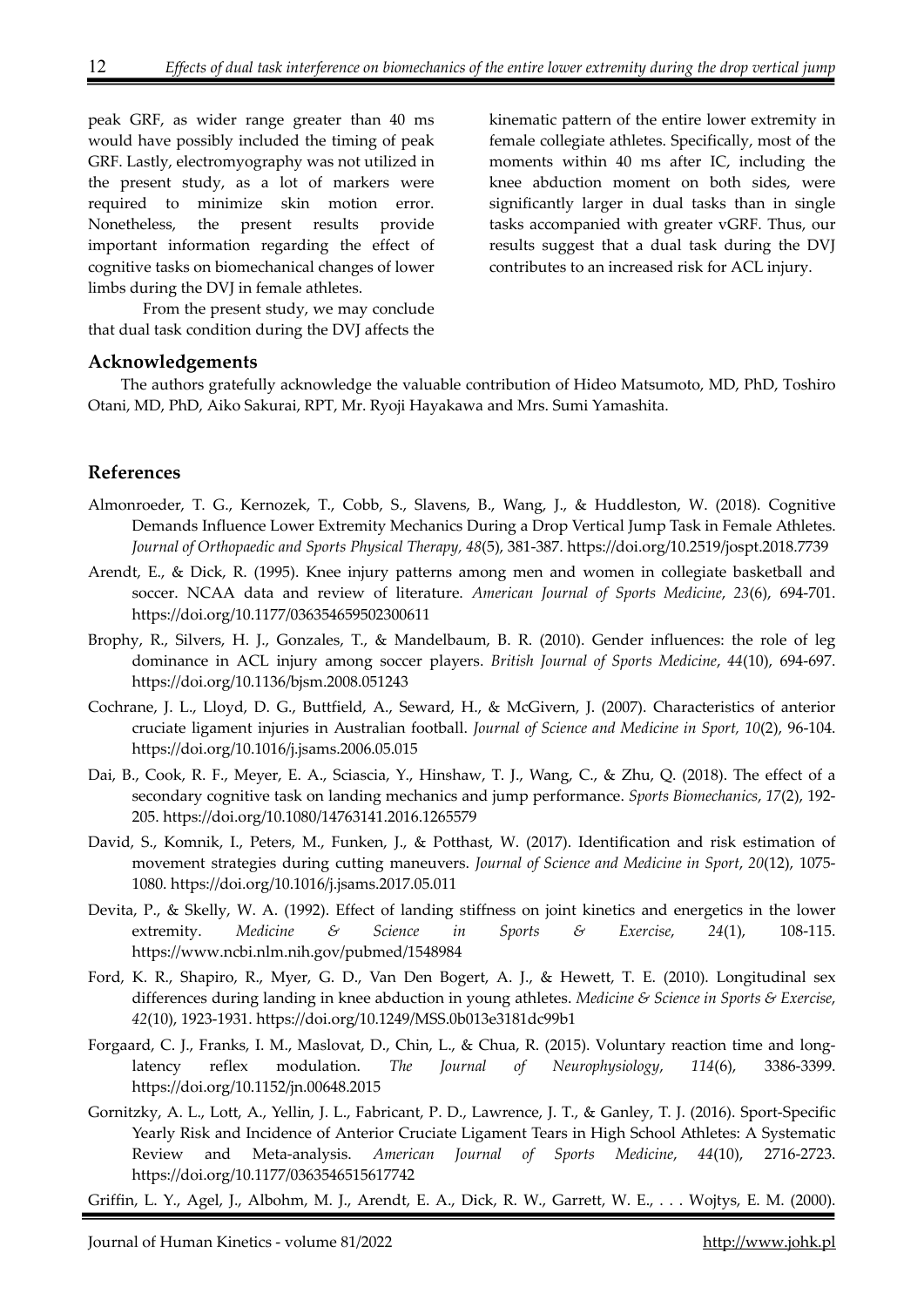peak GRF, as wider range greater than 40 ms would have possibly included the timing of peak GRF. Lastly, electromyography was not utilized in the present study, as a lot of markers were required to minimize skin motion error. Nonetheless, the present results provide important information regarding the effect of cognitive tasks on biomechanical changes of lower limbs during the DVJ in female athletes.

From the present study, we may conclude that dual task condition during the DVJ affects the kinematic pattern of the entire lower extremity in female collegiate athletes. Specifically, most of the moments within 40 ms after IC, including the knee abduction moment on both sides, were significantly larger in dual tasks than in single tasks accompanied with greater vGRF. Thus, our results suggest that a dual task during the DVJ contributes to an increased risk for ACL injury.

## Acknowledgements

The authors gratefully acknowledge the valuable contribution of Hideo Matsumoto, MD, PhD, Toshiro Otani, MD, PhD, Aiko Sakurai, RPT, Mr. Ryoji Hayakawa and Mrs. Sumi Yamashita.

## References

Almonroeder, T. G., Kernozek, T., Cobb, S., Slavens, B., Wang, J., & Huddleston, W. (2018). Cognitive Demands Influence Lower Extremity Mechanics During a Drop Vertical Jump Task in Female Athletes. *Journal of Orthopaedic and Sports Physical Therapy, 48*(5), 381-387. https://doi.org/10.2519/jospt.2018.7739

Arendt, E., & Dick, R. (1995). Knee injury patterns among men and women in collegiate basketball and soccer. NCAA data and review of literature. *American Journal of Sports Medicine*, *23*(6), 694-701. https://doi.org/10.1177/036354659502300611

Brophy, R., Silvers, H. J., Gonzales, T., & Mandelbaum, B. R. (2010). Gender influences: the role of leg dominance in ACL injury among soccer players. *British Journal of Sports Medicine*, *44*(10), 694-697. https://doi.org/10.1136/bjsm.2008.051243

Cochrane, J. L., Lloyd, D. G., Buttfield, A., Seward, H., & McGivern, J. (2007). Characteristics of anterior cruciate ligament injuries in Australian football. *Journal of Science and Medicine in Sport, 10*(2), 96-104. https://doi.org/10.1016/j.jsams.2006.05.015

Dai, B., Cook, R. F., Meyer, E. A., Sciascia, Y., Hinshaw, T. J., Wang, C., & Zhu, Q. (2018). The effect of a secondary cognitive task on landing mechanics and jump performance. *Sports Biomechanics*, *17*(2), 192-205. https://doi.org/10.1080/14763141.2016.1265579

David, S., Komnik, I., Peters, M., Funken, J., & Potthast, W. (2017). Identification and risk estimation of movement strategies during cutting maneuvers. *Journal of Science and Medicine in Sport*, *20*(12), 1075-1080. https://doi.org/10.1016/j.jsams.2017.05.011

Devita, P., & Skelly, W. A. (1992). Effect of landing stiffness on joint kinetics and energetics in the lower extremity. *Medicine & Science in Sports & Exercise*, *24*(1), 108-115. https://www.ncbi.nlm.nih.gov/pubmed/1548984

Ford, K. R., Shapiro, R., Myer, G. D., Van Den Bogert, A. J., & Hewett, T. E. (2010). Longitudinal sex differences during landing in knee abduction in young athletes. *Medicine & Science in Sports & Exercise*, *42*(10), 1923-1931. https://doi.org/10.1249/MSS.0b013e3181dc99b1

Forgaard, C. J., Franks, I. M., Maslovat, D., Chin, L., & Chua, R. (2015). Voluntary reaction time and long-latency reflex modulation. *The Journal of Neurophysiology*, *114*(6), 3386-3399. https://doi.org/10.1152/jn.00648.2015

Gornitzky, A. L., Lott, A., Yellin, J. L., Fabricant, P. D., Lawrence, J. T., & Ganley, T. J. (2016). Sport-Specific Yearly Risk and Incidence of Anterior Cruciate Ligament Tears in High School Athletes: A Systematic Review and Meta-analysis. *American Journal of Sports Medicine*, *44*(10), 2716-2723. https://doi.org/10.1177/0363546515617742

Griffin, L. Y., Agel, J., Albohm, M. J., Arendt, E. A., Dick, R. W., Garrett, W. E., . . . Wojtys, E. M. (2000).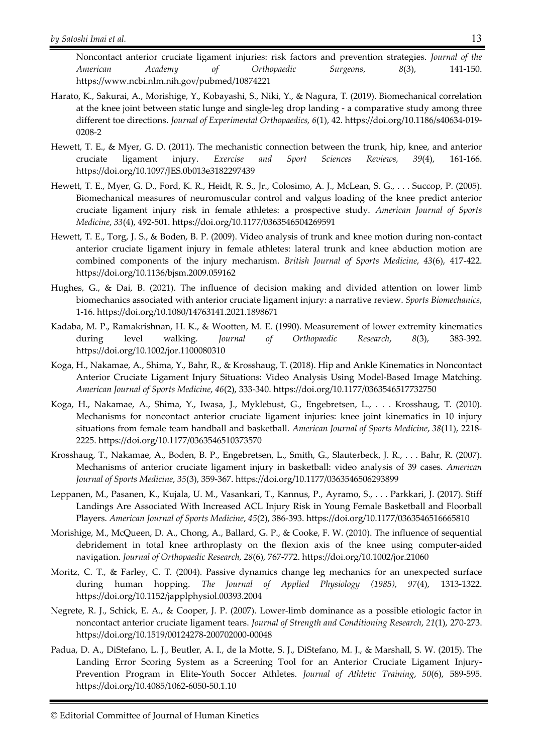Noncontact anterior cruciate ligament injuries: risk factors and prevention strategies. *Journal of the American Academy of Orthopaedic Surgeons*, *8*(3), 141-150. https://www.ncbi.nlm.nih.gov/pubmed/10874221

Harato, K., Sakurai, A., Morishige, Y., Kobayashi, S., Niki, Y., & Nagura, T. (2019). Biomechanical correlation at the knee joint between static lunge and single-leg drop landing - a comparative study among three different toe directions. *Journal of Experimental Orthopaedics, 6*(1), 42. https://doi.org/10.1186/s40634-019-0208-2

Hewett, T. E., & Myer, G. D. (2011). The mechanistic connection between the trunk, hip, knee, and anterior cruciate ligament injury. *Exercise and Sport Sciences Reviews, 39*(4), 161-166. https://doi.org/10.1097/JES.0b013e3182297439

Hewett, T. E., Myer, G. D., Ford, K. R., Heidt, R. S., Jr., Colosimo, A. J., McLean, S. G., . . . Succop, P. (2005). Biomechanical measures of neuromuscular control and valgus loading of the knee predict anterior cruciate ligament injury risk in female athletes: a prospective study. *American Journal of Sports Medicine*, *33*(4), 492-501. https://doi.org/10.1177/0363546504269591

Hewett, T. E., Torg, J. S., & Boden, B. P. (2009). Video analysis of trunk and knee motion during non-contact anterior cruciate ligament injury in female athletes: lateral trunk and knee abduction motion are combined components of the injury mechanism. *British Journal of Sports Medicine*, *43*(6), 417-422. https://doi.org/10.1136/bjsm.2009.059162

Hughes, G., & Dai, B. (2021). The influence of decision making and divided attention on lower limb biomechanics associated with anterior cruciate ligament injury: a narrative review. *Sports Biomechanics*, 1-16. https://doi.org/10.1080/14763141.2021.1898671

Kadaba, M. P., Ramakrishnan, H. K., & Wootten, M. E. (1990). Measurement of lower extremity kinematics during level walking. *Journal of Orthopaedic Research*, *8*(3), 383-392. https://doi.org/10.1002/jor.1100080310

Koga, H., Nakamae, A., Shima, Y., Bahr, R., & Krosshaug, T. (2018). Hip and Ankle Kinematics in Noncontact Anterior Cruciate Ligament Injury Situations: Video Analysis Using Model-Based Image Matching. *American Journal of Sports Medicine*, *46*(2), 333-340. https://doi.org/10.1177/0363546517732750

Koga, H., Nakamae, A., Shima, Y., Iwasa, J., Myklebust, G., Engebretsen, L., . . . Krosshaug, T. (2010). Mechanisms for noncontact anterior cruciate ligament injuries: knee joint kinematics in 10 injury situations from female team handball and basketball. *American Journal of Sports Medicine*, *38*(11), 2218-2225. https://doi.org/10.1177/0363546510373570

Krosshaug, T., Nakamae, A., Boden, B. P., Engebretsen, L., Smith, G., Slauterbeck, J. R., . . . Bahr, R. (2007). Mechanisms of anterior cruciate ligament injury in basketball: video analysis of 39 cases. *American Journal of Sports Medicine*, *35*(3), 359-367. https://doi.org/10.1177/0363546506293899

Leppanen, M., Pasanen, K., Kujala, U. M., Vasankari, T., Kannus, P., Ayramo, S., . . . Parkkari, J. (2017). Stiff Landings Are Associated With Increased ACL Injury Risk in Young Female Basketball and Floorball Players. *American Journal of Sports Medicine*, *45*(2), 386-393. https://doi.org/10.1177/0363546516665810

Morishige, M., McQueen, D. A., Chong, A., Ballard, G. P., & Cooke, F. W. (2010). The influence of sequential debridement in total knee arthroplasty on the flexion axis of the knee using computer-aided navigation. *Journal of Orthopaedic Research*, *28*(6), 767-772. https://doi.org/10.1002/jor.21060

Moritz, C. T., & Farley, C. T. (2004). Passive dynamics change leg mechanics for an unexpected surface during human hopping. *The Journal of Applied Physiology (1985)*, *97*(4), 1313-1322. https://doi.org/10.1152/japplphysiol.00393.2004

Negrete, R. J., Schick, E. A., & Cooper, J. P. (2007). Lower-limb dominance as a possible etiologic factor in noncontact anterior cruciate ligament tears. *Journal of Strength and Conditioning Research*, *21*(1), 270-273. https://doi.org/10.1519/00124278-200702000-00048

Padua, D. A., DiStefano, L. J., Beutler, A. I., de la Motte, S. J., DiStefano, M. J., & Marshall, S. W. (2015). The Landing Error Scoring System as a Screening Tool for an Anterior Cruciate Ligament Injury-Prevention Program in Elite-Youth Soccer Athletes. *Journal of Athletic Training*, *50*(6), 589-595. https://doi.org/10.4085/1062-6050-50.1.10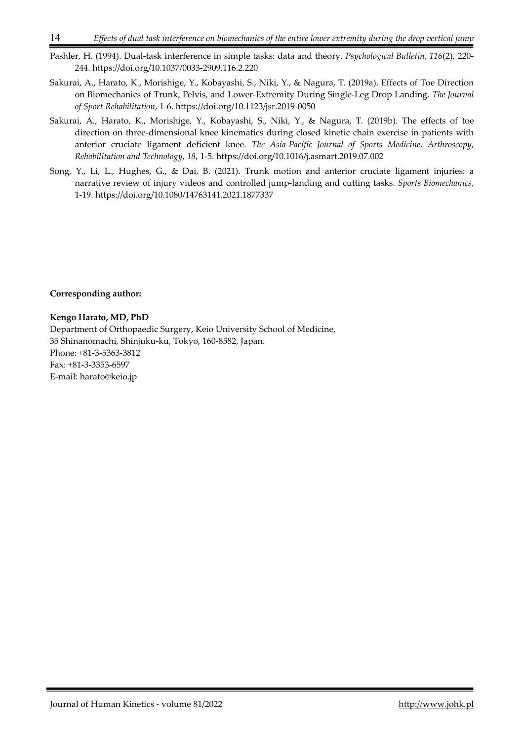Pashler, H. (1994). Dual-task interference in simple tasks: data and theory. *Psychological Bulletin*, *116*(2), 220-244. https://doi.org/10.1037/0033-2909.116.2.220

Sakurai, A., Harato, K., Morishige, Y., Kobayashi, S., Niki, Y., & Nagura, T. (2019a). Effects of Toe Direction on Biomechanics of Trunk, Pelvis, and Lower-Extremity During Single-Leg Drop Landing. *The Journal of Sport Rehabilitation*, 1-6. https://doi.org/10.1123/jsr.2019-0050

Sakurai, A., Harato, K., Morishige, Y., Kobayashi, S., Niki, Y., & Nagura, T. (2019b). The effects of toe direction on three-dimensional knee kinematics during closed kinetic chain exercise in patients with anterior cruciate ligament deficient knee. *The Asia-Pacific Journal of Sports Medicine, Arthroscopy, Rehabilitation and Technology*, *18*, 1-5. https://doi.org/10.1016/j.asmart.2019.07.002

Song, Y., Li, L., Hughes, G., & Dai, B. (2021). Trunk motion and anterior cruciate ligament injuries: a narrative review of injury videos and controlled jump-landing and cutting tasks. *Sports Biomechanics*, 1-19. https://doi.org/10.1080/14763141.2021.1877337

**Corresponding author:**

**Kengo Harato, MD, PhD**
Department of Orthopaedic Surgery, Keio University School of Medicine,
35 Shinanomachi, Shinjuku-ku, Tokyo, 160-8582, Japan.
Phone: +81-3-5363-3812
Fax: +81-3-3353-6597
E-mail: harato@keio.jp